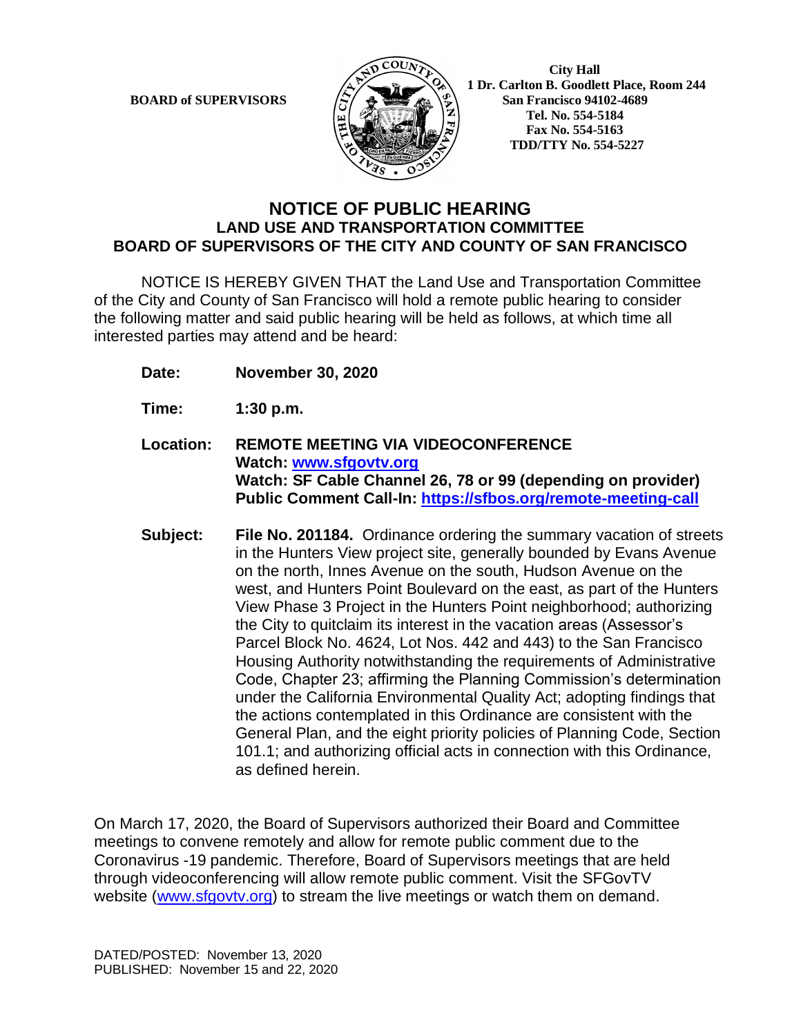**BOARD of SUPERVISORS**

**City Hall**
**1 Dr. Carlton B. Goodlett Place, Room 244**
**San Francisco 94102-4689**
**Tel. No. 554-5184**
**Fax No. 554-5163**
**TDD/TTY No. 554-5227**

# NOTICE OF PUBLIC HEARING
## LAND USE AND TRANSPORTATION COMMITTEE
## BOARD OF SUPERVISORS OF THE CITY AND COUNTY OF SAN FRANCISCO

NOTICE IS HEREBY GIVEN THAT the Land Use and Transportation Committee of the City and County of San Francisco will hold a remote public hearing to consider the following matter and said public hearing will be held as follows, at which time all interested parties may attend and be heard:

**Date:** **November 30, 2020**

**Time:** **1:30 p.m.**

**Location:** **REMOTE MEETING VIA VIDEOCONFERENCE**
**Watch: [www.sfgovtv.org](www.sfgovtv.org)**
**Watch: SF Cable Channel 26, 78 or 99 (depending on provider)**
**Public Comment Call-In: [https://sfbos.org/remote-meeting-call](https://sfbos.org/remote-meeting-call)**

**Subject:** **File No. 201184.** Ordinance ordering the summary vacation of streets in the Hunters View project site, generally bounded by Evans Avenue on the north, Innes Avenue on the south, Hudson Avenue on the west, and Hunters Point Boulevard on the east, as part of the Hunters View Phase 3 Project in the Hunters Point neighborhood; authorizing the City to quitclaim its interest in the vacation areas (Assessor's Parcel Block No. 4624, Lot Nos. 442 and 443) to the San Francisco Housing Authority notwithstanding the requirements of Administrative Code, Chapter 23; affirming the Planning Commission's determination under the California Environmental Quality Act; adopting findings that the actions contemplated in this Ordinance are consistent with the General Plan, and the eight priority policies of Planning Code, Section 101.1; and authorizing official acts in connection with this Ordinance, as defined herein.

On March 17, 2020, the Board of Supervisors authorized their Board and Committee meetings to convene remotely and allow for remote public comment due to the Coronavirus -19 pandemic. Therefore, Board of Supervisors meetings that are held through videoconferencing will allow remote public comment. Visit the SFGovTV website ([www.sfgovtv.org](www.sfgovtv.org)) to stream the live meetings or watch them on demand.

DATED/POSTED: November 13, 2020
PUBLISHED: November 15 and 22, 2020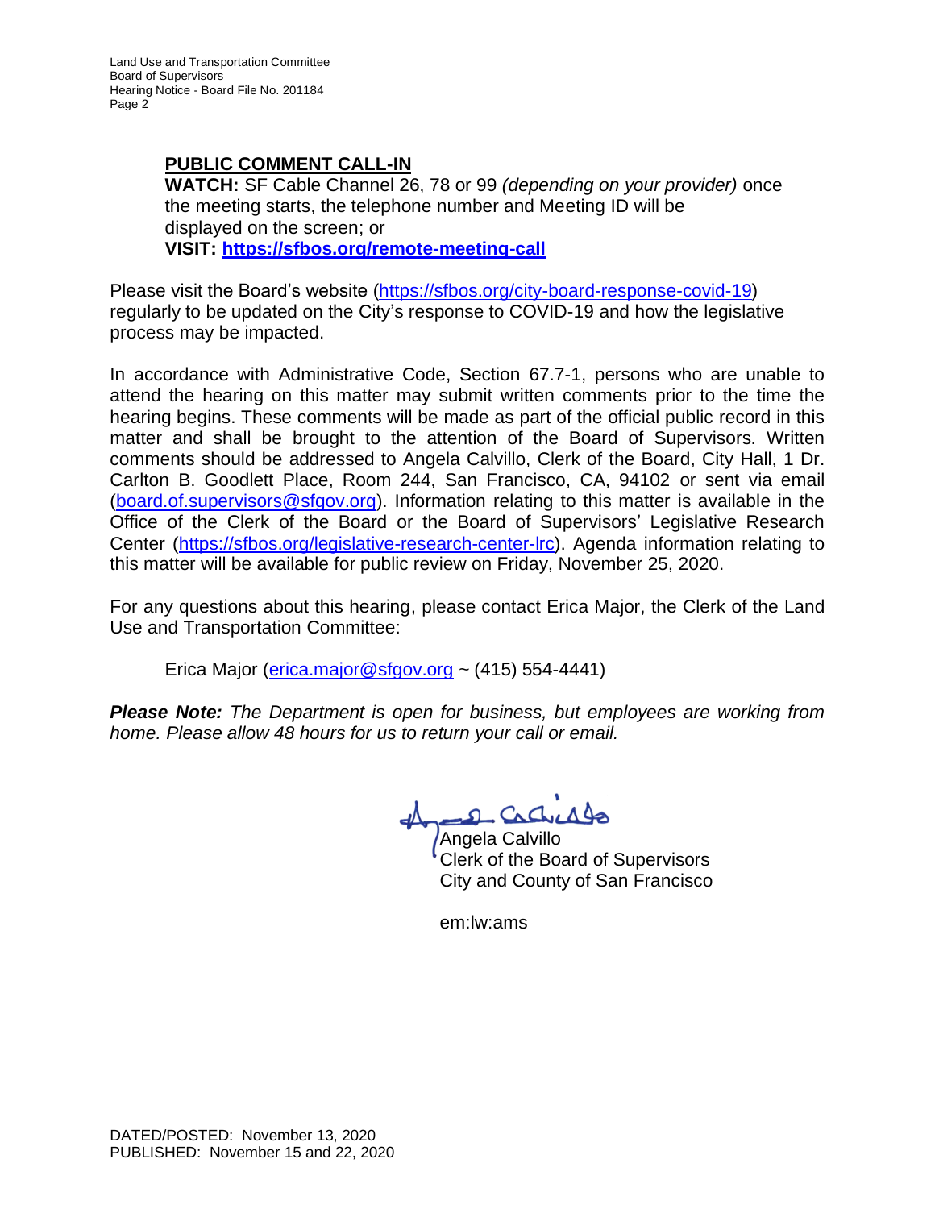**PUBLIC COMMENT CALL-IN**

**WATCH:** SF Cable Channel 26, 78 or 99 *(depending on your provider)* once the meeting starts, the telephone number and Meeting ID will be displayed on the screen; or

**VISIT: https://sfbos.org/remote-meeting-call**

Please visit the Board's website (https://sfbos.org/city-board-response-covid-19) regularly to be updated on the City's response to COVID-19 and how the legislative process may be impacted.

In accordance with Administrative Code, Section 67.7-1, persons who are unable to attend the hearing on this matter may submit written comments prior to the time the hearing begins. These comments will be made as part of the official public record in this matter and shall be brought to the attention of the Board of Supervisors. Written comments should be addressed to Angela Calvillo, Clerk of the Board, City Hall, 1 Dr. Carlton B. Goodlett Place, Room 244, San Francisco, CA, 94102 or sent via email (board.of.supervisors@sfgov.org). Information relating to this matter is available in the Office of the Clerk of the Board or the Board of Supervisors' Legislative Research Center (https://sfbos.org/legislative-research-center-lrc). Agenda information relating to this matter will be available for public review on Friday, November 25, 2020.

For any questions about this hearing, please contact Erica Major, the Clerk of the Land Use and Transportation Committee:

Erica Major (erica.major@sfgov.org ~ (415) 554-4441)

***Please Note:*** *The Department is open for business, but employees are working from home. Please allow 48 hours for us to return your call or email.*

Angela Calvillo
Clerk of the Board of Supervisors
City and County of San Francisco

em:lw:ams

DATED/POSTED: November 13, 2020
PUBLISHED: November 15 and 22, 2020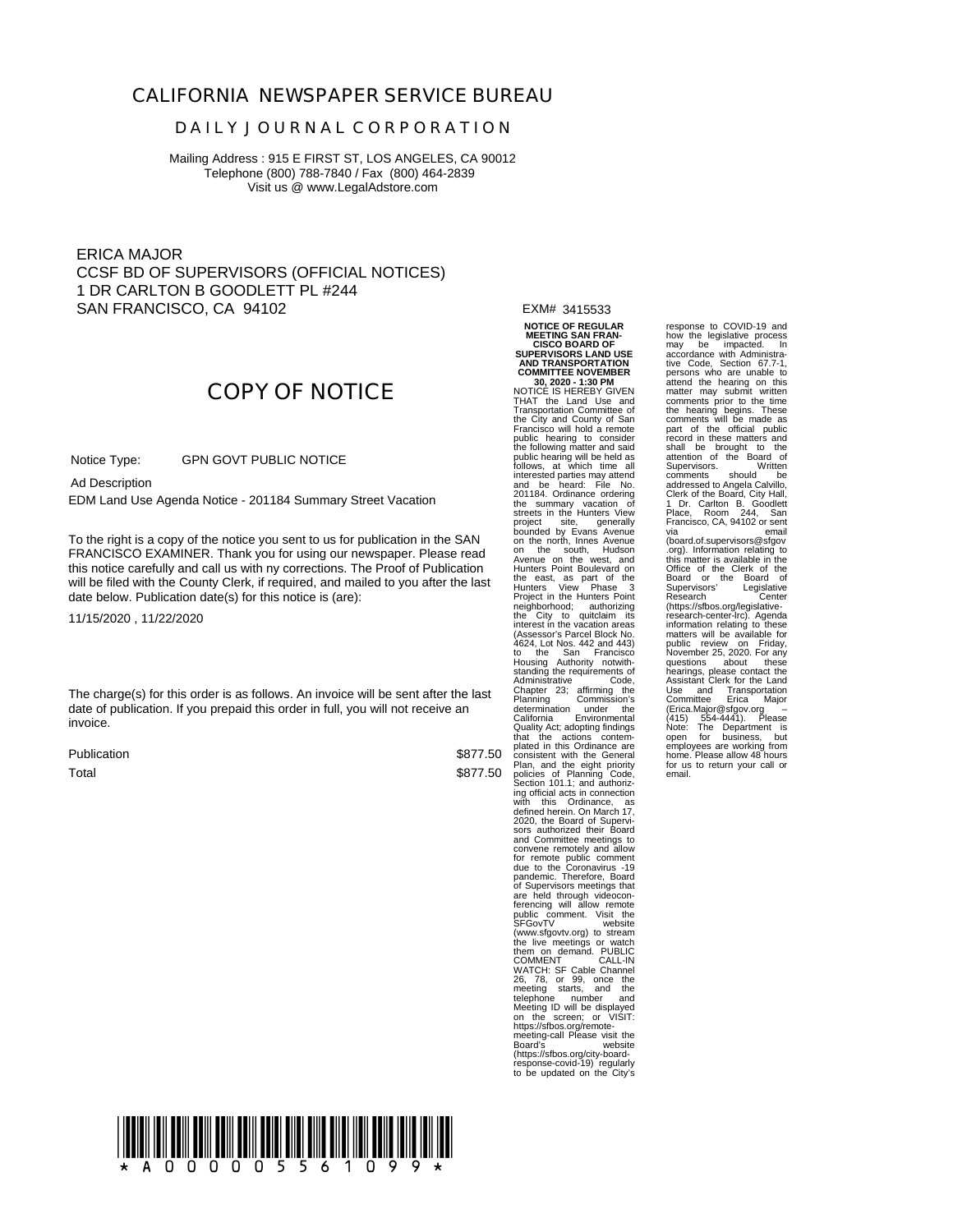# CALIFORNIA NEWSPAPER SERVICE BUREAU

## DAILY JOURNAL CORPORATION

Mailing Address : 915 E FIRST ST, LOS ANGELES, CA 90012
Telephone (800) 788-7840 / Fax (800) 464-2839
Visit us @ www.LegalAdstore.com

ERICA MAJOR
CCSF BD OF SUPERVISORS (OFFICIAL NOTICES)
1 DR CARLTON B GOODLETT PL #244
SAN FRANCISCO, CA 94102

## COPY OF NOTICE

Notice Type: GPN GOVT PUBLIC NOTICE

Ad Description

EDM Land Use Agenda Notice - 201184 Summary Street Vacation

To the right is a copy of the notice you sent to us for publication in the SAN FRANCISCO EXAMINER. Thank you for using our newspaper. Please read this notice carefully and call us with ny corrections. The Proof of Publication will be filed with the County Clerk, if required, and mailed to you after the last date below. Publication date(s) for this notice is (are):

11/15/2020 , 11/22/2020

The charge(s) for this order is as follows. An invoice will be sent after the last date of publication. If you prepaid this order in full, you will not receive an invoice.

| | |
|---|---|
| Publication | $877.50 |
| Total | $877.50 |

EXM# 3415533

**NOTICE OF REGULAR MEETING SAN FRANCISCO BOARD OF SUPERVISORS LAND USE AND TRANSPORTATION COMMITTEE NOVEMBER 30, 2020 - 1:30 PM**

NOTICE IS HEREBY GIVEN THAT the Land Use and Transportation Committee of the City and County of San Francisco will hold a remote public hearing to consider the following matter and said public hearing will be held as follows, at which time all interested parties may attend and be heard: File No. 201184. Ordinance ordering the summary vacation of streets in the Hunters View project site, generally bounded by Evans Avenue on the north, Innes Avenue on the south, Hudson Avenue on the west, and Hunters Point Boulevard on the east, as part of the Hunters View Phase 3 Project in the Hunters Point neighborhood; authorizing the City to quitclaim its interest in the vacation areas (Assessor's Parcel Block No. 4624, Lot Nos. 442 and 443) to the San Francisco Housing Authority notwithstanding the requirements of Administrative Code, Chapter 23; affirming the Planning Commission's determination under the California Environmental Quality Act; adopting findings that the actions contemplated in this Ordinance are consistent with the General Plan, and the eight priority policies of Planning Code, Section 101.1; and authorizing official acts in connection with this Ordinance, as defined herein. On March 17, 2020, the Board of Supervisors authorized their Board and Committee meetings to convene remotely and allow for remote public comment due to the Coronavirus -19 pandemic. Therefore, Board of Supervisors meetings that are held through videoconferencing will allow remote public comment. Visit the SFGovTV website (www.sfgovtv.org) to stream the live meetings or watch them on demand. PUBLIC COMMENT CALL-IN WATCH: SF Cable Channel 26, 78, or 99, once the meeting starts, and the telephone number and Meeting ID will be displayed on the screen; or VISIT: https://sfbos.org/remote-meeting-call Please visit the Board's website (https://sfbos.org/city-board-response-covid-19) regularly to be updated on the City's response to COVID-19 and how the legislative process may be impacted. In accordance with Administrative Code, Section 67.7-1, persons who are unable to attend the hearing on this matter may submit written comments prior to the time the hearing begins. These comments will be made as part of the official public record in these matters and shall be brought to the attention of the Board of Supervisors. Written comments should be addressed to Angela Calvillo, Clerk of the Board, City Hall, 1 Dr. Carlton B. Goodlett Place, Room 244, San Francisco, CA, 94102 or sent via email (board.of.supervisors@sfgov.org). Information relating to this matter is available in the Office of the Clerk of the Board or the Board of Supervisors' Legislative Research Center (https://sfbos.org/legislative-research-center-lrc). Agenda information relating to these matters will be available for public review on Friday, November 25, 2020. For any questions about these hearings, please contact the Assistant Clerk for the Land Use and Transportation Committee Erica Major (Erica.Major@sfgov.org – (415) 554-4441). Please Note: The Department is open for business, but employees are working from home. Please allow 48 hours for us to return your call or email.

* A 0 0 0 0 0 5 5 6 1 0 9 9 *